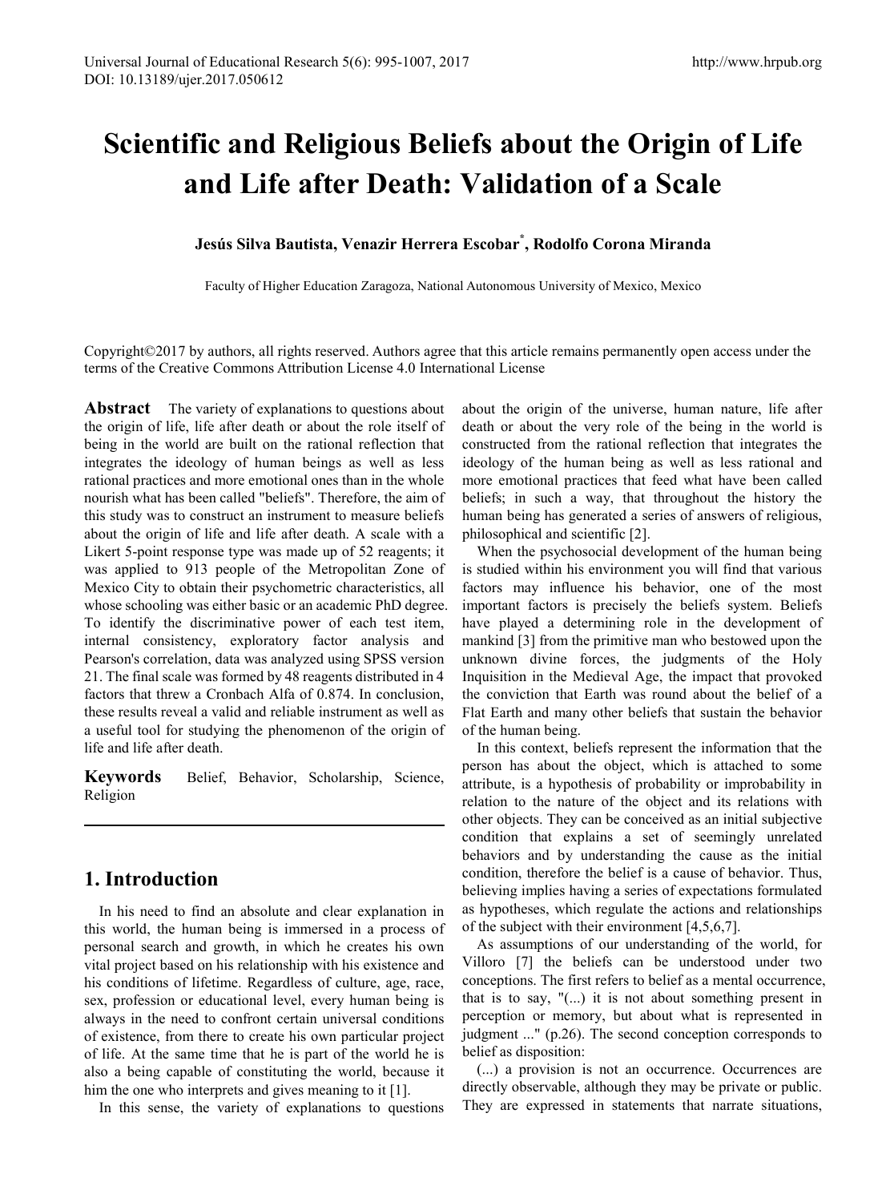# Scientific and Religious Beliefs about the Origin of Life and Life after Death: Validation of a Scale

**Jesús Silva Bautista, Venazir Herrera Escobar*, Rodolfo Corona Miranda**

Faculty of Higher Education Zaragoza, National Autonomous University of Mexico, Mexico

Copyright©2017 by authors, all rights reserved. Authors agree that this article remains permanently open access under the terms of the Creative Commons Attribution License 4.0 International License

**Abstract** The variety of explanations to questions about the origin of life, life after death or about the role itself of being in the world are built on the rational reflection that integrates the ideology of human beings as well as less rational practices and more emotional ones than in the whole nourish what has been called "beliefs". Therefore, the aim of this study was to construct an instrument to measure beliefs about the origin of life and life after death. A scale with a Likert 5-point response type was made up of 52 reagents; it was applied to 913 people of the Metropolitan Zone of Mexico City to obtain their psychometric characteristics, all whose schooling was either basic or an academic PhD degree. To identify the discriminative power of each test item, internal consistency, exploratory factor analysis and Pearson's correlation, data was analyzed using SPSS version 21. The final scale was formed by 48 reagents distributed in 4 factors that threw a Cronbach Alfa of 0.874. In conclusion, these results reveal a valid and reliable instrument as well as a useful tool for studying the phenomenon of the origin of life and life after death.

**Keywords** Belief, Behavior, Scholarship, Science, Religion

## 1. Introduction

In his need to find an absolute and clear explanation in this world, the human being is immersed in a process of personal search and growth, in which he creates his own vital project based on his relationship with his existence and his conditions of lifetime. Regardless of culture, age, race, sex, profession or educational level, every human being is always in the need to confront certain universal conditions of existence, from there to create his own particular project of life. At the same time that he is part of the world he is also a being capable of constituting the world, because it him the one who interprets and gives meaning to it [1].

In this sense, the variety of explanations to questions about the origin of the universe, human nature, life after death or about the very role of the being in the world is constructed from the rational reflection that integrates the ideology of the human being as well as less rational and more emotional practices that feed what have been called beliefs; in such a way, that throughout the history the human being has generated a series of answers of religious, philosophical and scientific [2].

When the psychosocial development of the human being is studied within his environment you will find that various factors may influence his behavior, one of the most important factors is precisely the beliefs system. Beliefs have played a determining role in the development of mankind [3] from the primitive man who bestowed upon the unknown divine forces, the judgments of the Holy Inquisition in the Medieval Age, the impact that provoked the conviction that Earth was round about the belief of a Flat Earth and many other beliefs that sustain the behavior of the human being.

In this context, beliefs represent the information that the person has about the object, which is attached to some attribute, is a hypothesis of probability or improbability in relation to the nature of the object and its relations with other objects. They can be conceived as an initial subjective condition that explains a set of seemingly unrelated behaviors and by understanding the cause as the initial condition, therefore the belief is a cause of behavior. Thus, believing implies having a series of expectations formulated as hypotheses, which regulate the actions and relationships of the subject with their environment [4,5,6,7].

As assumptions of our understanding of the world, for Villoro [7] the beliefs can be understood under two conceptions. The first refers to belief as a mental occurrence, that is to say, "(...) it is not about something present in perception or memory, but about what is represented in judgment ..." (p.26). The second conception corresponds to belief as disposition:

(...) a provision is not an occurrence. Occurrences are directly observable, although they may be private or public. They are expressed in statements that narrate situations,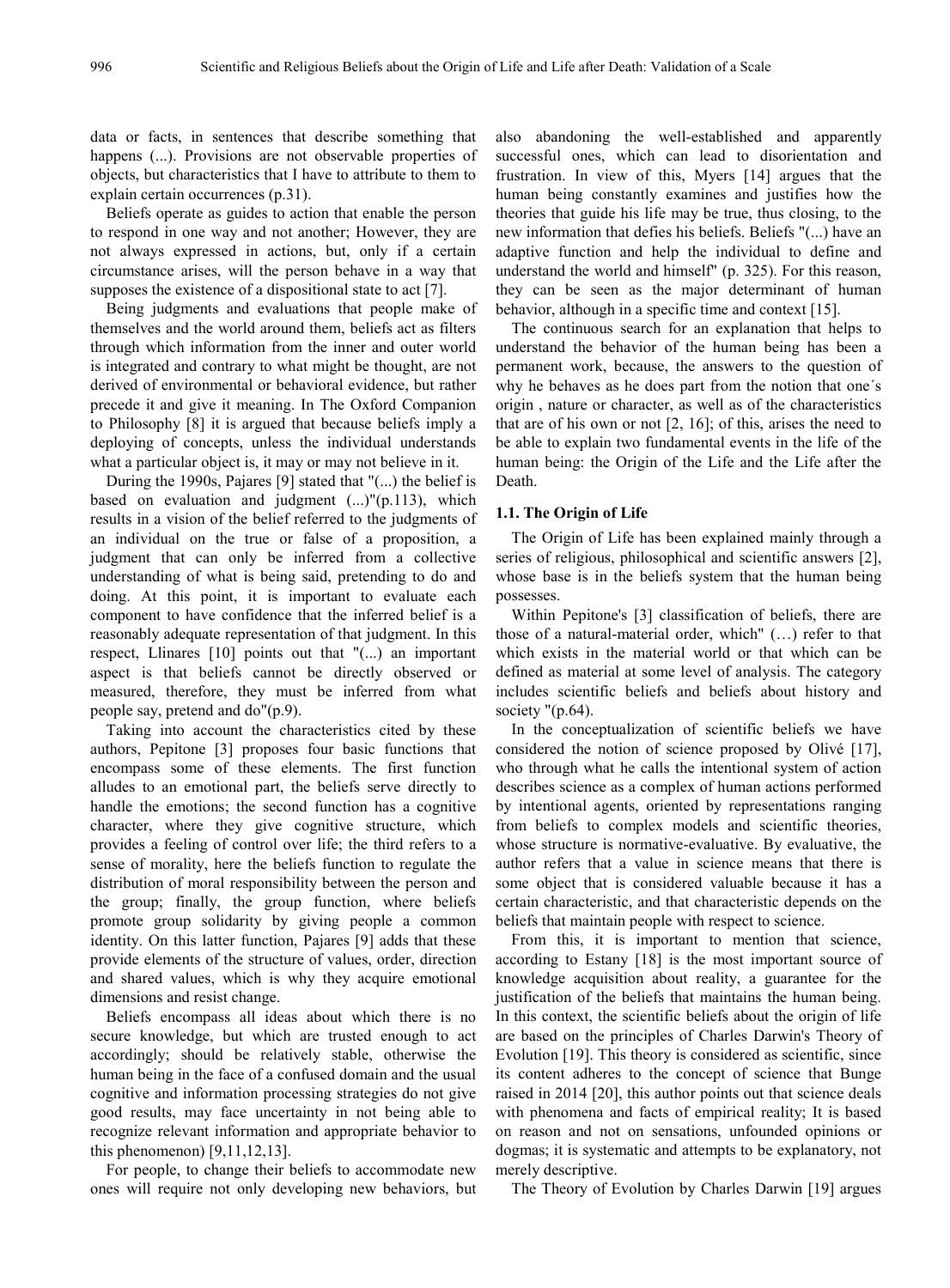data or facts, in sentences that describe something that happens (...). Provisions are not observable properties of objects, but characteristics that I have to attribute to them to explain certain occurrences (p.31).

Beliefs operate as guides to action that enable the person to respond in one way and not another; However, they are not always expressed in actions, but, only if a certain circumstance arises, will the person behave in a way that supposes the existence of a dispositional state to act [7].

Being judgments and evaluations that people make of themselves and the world around them, beliefs act as filters through which information from the inner and outer world is integrated and contrary to what might be thought, are not derived of environmental or behavioral evidence, but rather precede it and give it meaning. In The Oxford Companion to Philosophy [8] it is argued that because beliefs imply a deploying of concepts, unless the individual understands what a particular object is, it may or may not believe in it.

During the 1990s, Pajares [9] stated that "(...) the belief is based on evaluation and judgment (...)"(p.113), which results in a vision of the belief referred to the judgments of an individual on the true or false of a proposition, a judgment that can only be inferred from a collective understanding of what is being said, pretending to do and doing. At this point, it is important to evaluate each component to have confidence that the inferred belief is a reasonably adequate representation of that judgment. In this respect, Llinares [10] points out that "(...) an important aspect is that beliefs cannot be directly observed or measured, therefore, they must be inferred from what people say, pretend and do"(p.9).

Taking into account the characteristics cited by these authors, Pepitone [3] proposes four basic functions that encompass some of these elements. The first function alludes to an emotional part, the beliefs serve directly to handle the emotions; the second function has a cognitive character, where they give cognitive structure, which provides a feeling of control over life; the third refers to a sense of morality, here the beliefs function to regulate the distribution of moral responsibility between the person and the group; finally, the group function, where beliefs promote group solidarity by giving people a common identity. On this latter function, Pajares [9] adds that these provide elements of the structure of values, order, direction and shared values, which is why they acquire emotional dimensions and resist change.

Beliefs encompass all ideas about which there is no secure knowledge, but which are trusted enough to act accordingly; should be relatively stable, otherwise the human being in the face of a confused domain and the usual cognitive and information processing strategies do not give good results, may face uncertainty in not being able to recognize relevant information and appropriate behavior to this phenomenon) [9,11,12,13].

For people, to change their beliefs to accommodate new ones will require not only developing new behaviors, but also abandoning the well-established and apparently successful ones, which can lead to disorientation and frustration. In view of this, Myers [14] argues that the human being constantly examines and justifies how the theories that guide his life may be true, thus closing, to the new information that defies his beliefs. Beliefs "(...) have an adaptive function and help the individual to define and understand the world and himself" (p. 325). For this reason, they can be seen as the major determinant of human behavior, although in a specific time and context [15].

The continuous search for an explanation that helps to understand the behavior of the human being has been a permanent work, because, the answers to the question of why he behaves as he does part from the notion that one´s origin , nature or character, as well as of the characteristics that are of his own or not [2, 16]; of this, arises the need to be able to explain two fundamental events in the life of the human being: the Origin of the Life and the Life after the Death.

### 1.1. The Origin of Life

The Origin of Life has been explained mainly through a series of religious, philosophical and scientific answers [2], whose base is in the beliefs system that the human being possesses.

Within Pepitone's [3] classification of beliefs, there are those of a natural-material order, which" (…) refer to that which exists in the material world or that which can be defined as material at some level of analysis. The category includes scientific beliefs and beliefs about history and society "(p.64).

In the conceptualization of scientific beliefs we have considered the notion of science proposed by Olivé [17], who through what he calls the intentional system of action describes science as a complex of human actions performed by intentional agents, oriented by representations ranging from beliefs to complex models and scientific theories, whose structure is normative-evaluative. By evaluative, the author refers that a value in science means that there is some object that is considered valuable because it has a certain characteristic, and that characteristic depends on the beliefs that maintain people with respect to science.

From this, it is important to mention that science, according to Estany [18] is the most important source of knowledge acquisition about reality, a guarantee for the justification of the beliefs that maintains the human being. In this context, the scientific beliefs about the origin of life are based on the principles of Charles Darwin's Theory of Evolution [19]. This theory is considered as scientific, since its content adheres to the concept of science that Bunge raised in 2014 [20], this author points out that science deals with phenomena and facts of empirical reality; It is based on reason and not on sensations, unfounded opinions or dogmas; it is systematic and attempts to be explanatory, not merely descriptive.

The Theory of Evolution by Charles Darwin [19] argues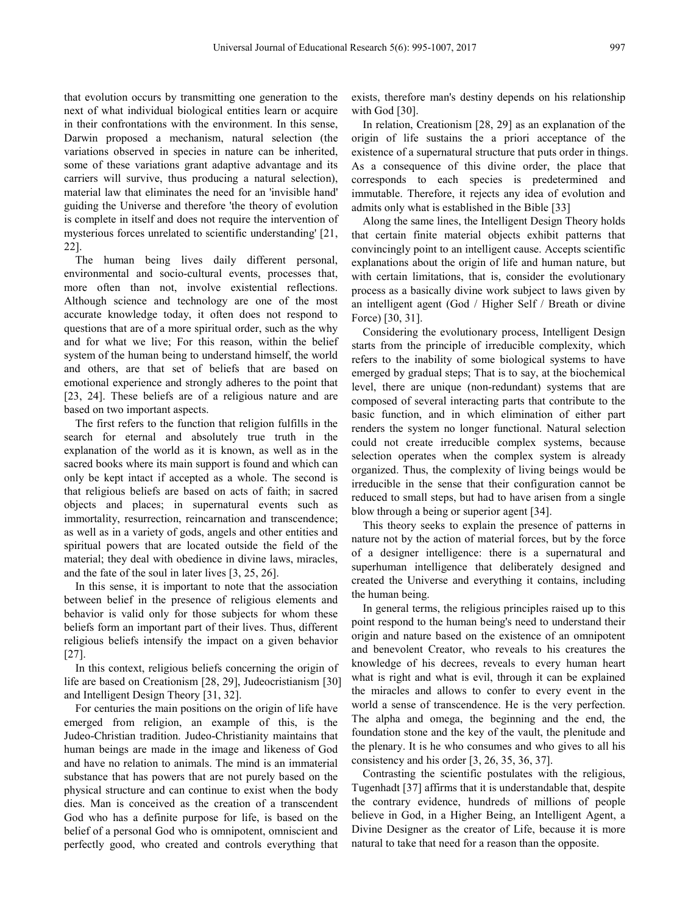that evolution occurs by transmitting one generation to the next of what individual biological entities learn or acquire in their confrontations with the environment. In this sense, Darwin proposed a mechanism, natural selection (the variations observed in species in nature can be inherited, some of these variations grant adaptive advantage and its carriers will survive, thus producing a natural selection), material law that eliminates the need for an 'invisible hand' guiding the Universe and therefore 'the theory of evolution is complete in itself and does not require the intervention of mysterious forces unrelated to scientific understanding' [21, 22].

The human being lives daily different personal, environmental and socio-cultural events, processes that, more often than not, involve existential reflections. Although science and technology are one of the most accurate knowledge today, it often does not respond to questions that are of a more spiritual order, such as the why and for what we live; For this reason, within the belief system of the human being to understand himself, the world and others, are that set of beliefs that are based on emotional experience and strongly adheres to the point that [23, 24]. These beliefs are of a religious nature and are based on two important aspects.

The first refers to the function that religion fulfills in the search for eternal and absolutely true truth in the explanation of the world as it is known, as well as in the sacred books where its main support is found and which can only be kept intact if accepted as a whole. The second is that religious beliefs are based on acts of faith; in sacred objects and places; in supernatural events such as immortality, resurrection, reincarnation and transcendence; as well as in a variety of gods, angels and other entities and spiritual powers that are located outside the field of the material; they deal with obedience in divine laws, miracles, and the fate of the soul in later lives [3, 25, 26].

In this sense, it is important to note that the association between belief in the presence of religious elements and behavior is valid only for those subjects for whom these beliefs form an important part of their lives. Thus, different religious beliefs intensify the impact on a given behavior [27].

In this context, religious beliefs concerning the origin of life are based on Creationism [28, 29], Judeocristianism [30] and Intelligent Design Theory [31, 32].

For centuries the main positions on the origin of life have emerged from religion, an example of this, is the Judeo-Christian tradition. Judeo-Christianity maintains that human beings are made in the image and likeness of God and have no relation to animals. The mind is an immaterial substance that has powers that are not purely based on the physical structure and can continue to exist when the body dies. Man is conceived as the creation of a transcendent God who has a definite purpose for life, is based on the belief of a personal God who is omnipotent, omniscient and perfectly good, who created and controls everything that exists, therefore man's destiny depends on his relationship with God [30].

In relation, Creationism [28, 29] as an explanation of the origin of life sustains the a priori acceptance of the existence of a supernatural structure that puts order in things. As a consequence of this divine order, the place that corresponds to each species is predetermined and immutable. Therefore, it rejects any idea of evolution and admits only what is established in the Bible [33]

Along the same lines, the Intelligent Design Theory holds that certain finite material objects exhibit patterns that convincingly point to an intelligent cause. Accepts scientific explanations about the origin of life and human nature, but with certain limitations, that is, consider the evolutionary process as a basically divine work subject to laws given by an intelligent agent (God / Higher Self / Breath or divine Force) [30, 31].

Considering the evolutionary process, Intelligent Design starts from the principle of irreducible complexity, which refers to the inability of some biological systems to have emerged by gradual steps; That is to say, at the biochemical level, there are unique (non-redundant) systems that are composed of several interacting parts that contribute to the basic function, and in which elimination of either part renders the system no longer functional. Natural selection could not create irreducible complex systems, because selection operates when the complex system is already organized. Thus, the complexity of living beings would be irreducible in the sense that their configuration cannot be reduced to small steps, but had to have arisen from a single blow through a being or superior agent [34].

This theory seeks to explain the presence of patterns in nature not by the action of material forces, but by the force of a designer intelligence: there is a supernatural and superhuman intelligence that deliberately designed and created the Universe and everything it contains, including the human being.

In general terms, the religious principles raised up to this point respond to the human being's need to understand their origin and nature based on the existence of an omnipotent and benevolent Creator, who reveals to his creatures the knowledge of his decrees, reveals to every human heart what is right and what is evil, through it can be explained the miracles and allows to confer to every event in the world a sense of transcendence. He is the very perfection. The alpha and omega, the beginning and the end, the foundation stone and the key of the vault, the plenitude and the plenary. It is he who consumes and who gives to all his consistency and his order [3, 26, 35, 36, 37].

Contrasting the scientific postulates with the religious, Tugenhadt [37] affirms that it is understandable that, despite the contrary evidence, hundreds of millions of people believe in God, in a Higher Being, an Intelligent Agent, a Divine Designer as the creator of Life, because it is more natural to take that need for a reason than the opposite.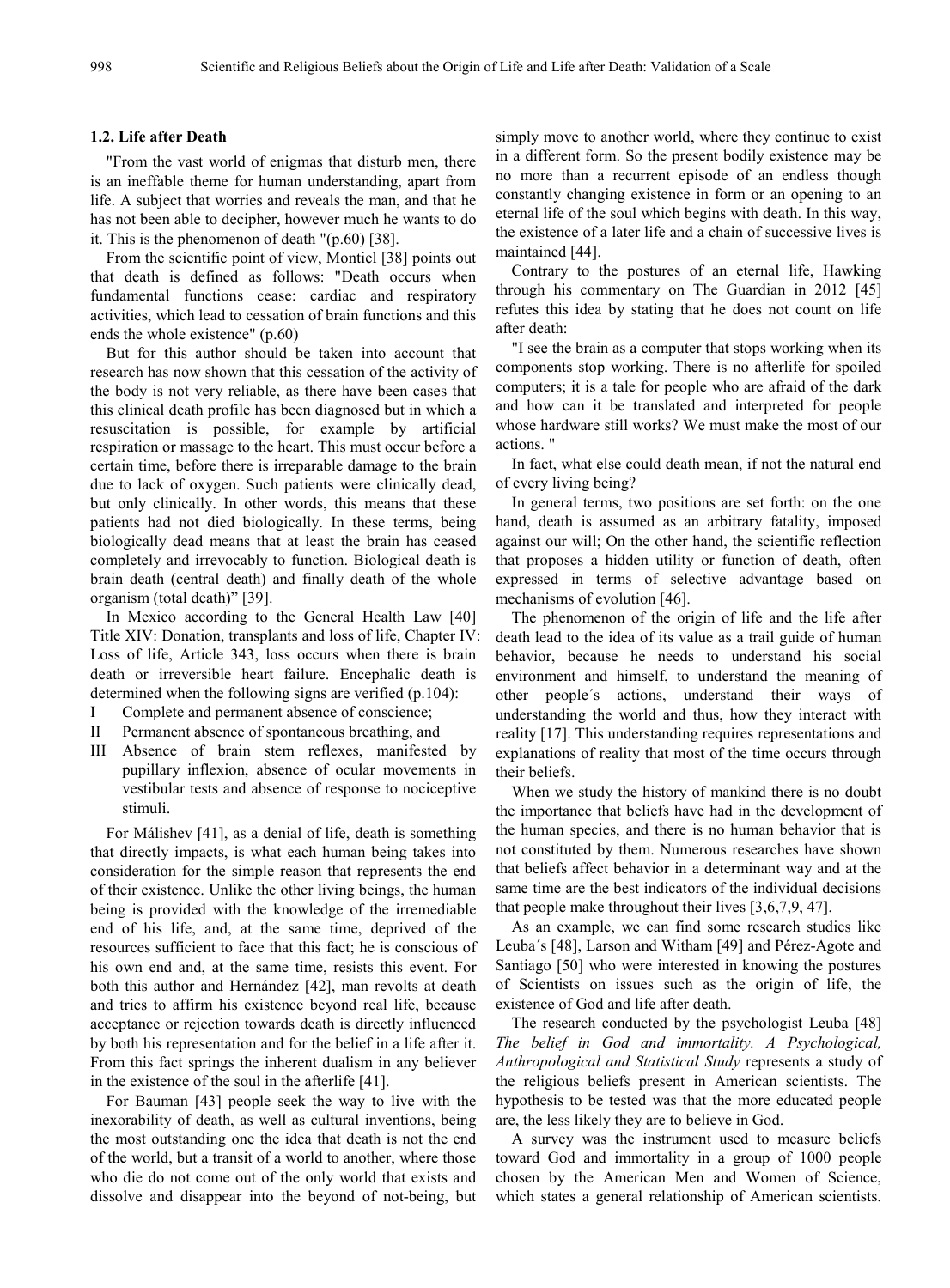### 1.2. Life after Death

"From the vast world of enigmas that disturb men, there is an ineffable theme for human understanding, apart from life. A subject that worries and reveals the man, and that he has not been able to decipher, however much he wants to do it. This is the phenomenon of death "(p.60) [38].

From the scientific point of view, Montiel [38] points out that death is defined as follows: "Death occurs when fundamental functions cease: cardiac and respiratory activities, which lead to cessation of brain functions and this ends the whole existence" (p.60)

But for this author should be taken into account that research has now shown that this cessation of the activity of the body is not very reliable, as there have been cases that this clinical death profile has been diagnosed but in which a resuscitation is possible, for example by artificial respiration or massage to the heart. This must occur before a certain time, before there is irreparable damage to the brain due to lack of oxygen. Such patients were clinically dead, but only clinically. In other words, this means that these patients had not died biologically. In these terms, being biologically dead means that at least the brain has ceased completely and irrevocably to function. Biological death is brain death (central death) and finally death of the whole organism (total death)" [39].

In Mexico according to the General Health Law [40] Title XIV: Donation, transplants and loss of life, Chapter IV: Loss of life, Article 343, loss occurs when there is brain death or irreversible heart failure. Encephalic death is determined when the following signs are verified (p.104):

I Complete and permanent absence of conscience;
II Permanent absence of spontaneous breathing, and
III Absence of brain stem reflexes, manifested by pupillary inflexion, absence of ocular movements in vestibular tests and absence of response to nociceptive stimuli.

For Málishev [41], as a denial of life, death is something that directly impacts, is what each human being takes into consideration for the simple reason that represents the end of their existence. Unlike the other living beings, the human being is provided with the knowledge of the irremediable end of his life, and, at the same time, deprived of the resources sufficient to face that this fact; he is conscious of his own end and, at the same time, resists this event. For both this author and Hernández [42], man revolts at death and tries to affirm his existence beyond real life, because acceptance or rejection towards death is directly influenced by both his representation and for the belief in a life after it. From this fact springs the inherent dualism in any believer in the existence of the soul in the afterlife [41].

For Bauman [43] people seek the way to live with the inexorability of death, as well as cultural inventions, being the most outstanding one the idea that death is not the end of the world, but a transit of a world to another, where those who die do not come out of the only world that exists and dissolve and disappear into the beyond of not-being, but simply move to another world, where they continue to exist in a different form. So the present bodily existence may be no more than a recurrent episode of an endless though constantly changing existence in form or an opening to an eternal life of the soul which begins with death. In this way, the existence of a later life and a chain of successive lives is maintained [44].

Contrary to the postures of an eternal life, Hawking through his commentary on The Guardian in 2012 [45] refutes this idea by stating that he does not count on life after death:

"I see the brain as a computer that stops working when its components stop working. There is no afterlife for spoiled computers; it is a tale for people who are afraid of the dark and how can it be translated and interpreted for people whose hardware still works? We must make the most of our actions. "

In fact, what else could death mean, if not the natural end of every living being?

In general terms, two positions are set forth: on the one hand, death is assumed as an arbitrary fatality, imposed against our will; On the other hand, the scientific reflection that proposes a hidden utility or function of death, often expressed in terms of selective advantage based on mechanisms of evolution [46].

The phenomenon of the origin of life and the life after death lead to the idea of its value as a trail guide of human behavior, because he needs to understand his social environment and himself, to understand the meaning of other people´s actions, understand their ways of understanding the world and thus, how they interact with reality [17]. This understanding requires representations and explanations of reality that most of the time occurs through their beliefs.

When we study the history of mankind there is no doubt the importance that beliefs have had in the development of the human species, and there is no human behavior that is not constituted by them. Numerous researches have shown that beliefs affect behavior in a determinant way and at the same time are the best indicators of the individual decisions that people make throughout their lives [3,6,7,9, 47].

As an example, we can find some research studies like Leuba´s [48], Larson and Witham [49] and Pérez-Agote and Santiago [50] who were interested in knowing the postures of Scientists on issues such as the origin of life, the existence of God and life after death.

The research conducted by the psychologist Leuba [48] *The belief in God and immortality. A Psychological, Anthropological and Statistical Study* represents a study of the religious beliefs present in American scientists. The hypothesis to be tested was that the more educated people are, the less likely they are to believe in God.

A survey was the instrument used to measure beliefs toward God and immortality in a group of 1000 people chosen by the American Men and Women of Science, which states a general relationship of American scientists.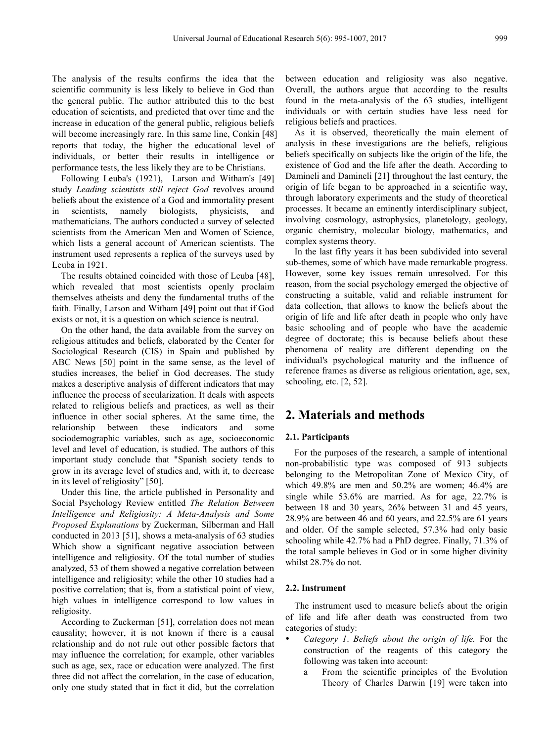The analysis of the results confirms the idea that the scientific community is less likely to believe in God than the general public. The author attributed this to the best education of scientists, and predicted that over time and the increase in education of the general public, religious beliefs will become increasingly rare. In this same line, Conkin [48] reports that today, the higher the educational level of individuals, or better their results in intelligence or performance tests, the less likely they are to be Christians.

Following Leuba's (1921), Larson and Witham's [49] study *Leading scientists still reject God* revolves around beliefs about the existence of a God and immortality present in scientists, namely biologists, physicists, and mathematicians. The authors conducted a survey of selected scientists from the American Men and Women of Science, which lists a general account of American scientists. The instrument used represents a replica of the surveys used by Leuba in 1921.

The results obtained coincided with those of Leuba [48], which revealed that most scientists openly proclaim themselves atheists and deny the fundamental truths of the faith. Finally, Larson and Witham [49] point out that if God exists or not, it is a question on which science is neutral.

On the other hand, the data available from the survey on religious attitudes and beliefs, elaborated by the Center for Sociological Research (CIS) in Spain and published by ABC News [50] point in the same sense, as the level of studies increases, the belief in God decreases. The study makes a descriptive analysis of different indicators that may influence the process of secularization. It deals with aspects related to religious beliefs and practices, as well as their influence in other social spheres. At the same time, the relationship between these indicators and some sociodemographic variables, such as age, socioeconomic level and level of education, is studied. The authors of this important study conclude that "Spanish society tends to grow in its average level of studies and, with it, to decrease in its level of religiosity" [50].

Under this line, the article published in Personality and Social Psychology Review entitled *The Relation Between Intelligence and Religiosity: A Meta-Analysis and Some Proposed Explanations* by Zuckerman, Silberman and Hall conducted in 2013 [51], shows a meta-analysis of 63 studies Which show a significant negative association between intelligence and religiosity. Of the total number of studies analyzed, 53 of them showed a negative correlation between intelligence and religiosity; while the other 10 studies had a positive correlation; that is, from a statistical point of view, high values in intelligence correspond to low values in religiosity.

According to Zuckerman [51], correlation does not mean causality; however, it is not known if there is a causal relationship and do not rule out other possible factors that may influence the correlation; for example, other variables such as age, sex, race or education were analyzed. The first three did not affect the correlation, in the case of education, only one study stated that in fact it did, but the correlation between education and religiosity was also negative. Overall, the authors argue that according to the results found in the meta-analysis of the 63 studies, intelligent individuals or with certain studies have less need for religious beliefs and practices.

As it is observed, theoretically the main element of analysis in these investigations are the beliefs, religious beliefs specifically on subjects like the origin of the life, the existence of God and the life after the death. According to Damineli and Damineli [21] throughout the last century, the origin of life began to be approached in a scientific way, through laboratory experiments and the study of theoretical processes. It became an eminently interdisciplinary subject, involving cosmology, astrophysics, planetology, geology, organic chemistry, molecular biology, mathematics, and complex systems theory.

In the last fifty years it has been subdivided into several sub-themes, some of which have made remarkable progress. However, some key issues remain unresolved. For this reason, from the social psychology emerged the objective of constructing a suitable, valid and reliable instrument for data collection, that allows to know the beliefs about the origin of life and life after death in people who only have basic schooling and of people who have the academic degree of doctorate; this is because beliefs about these phenomena of reality are different depending on the individual's psychological maturity and the influence of reference frames as diverse as religious orientation, age, sex, schooling, etc. [2, 52].

## 2. Materials and methods

### 2.1. Participants

For the purposes of the research, a sample of intentional non-probabilistic type was composed of 913 subjects belonging to the Metropolitan Zone of Mexico City, of which 49.8% are men and 50.2% are women; 46.4% are single while 53.6% are married. As for age, 22.7% is between 18 and 30 years, 26% between 31 and 45 years, 28.9% are between 46 and 60 years, and 22.5% are 61 years and older. Of the sample selected, 57.3% had only basic schooling while 42.7% had a PhD degree. Finally, 71.3% of the total sample believes in God or in some higher divinity whilst 28.7% do not.

### 2.2. Instrument

The instrument used to measure beliefs about the origin of life and life after death was constructed from two categories of study:

- *Category 1. Beliefs about the origin of life.* For the construction of the reagents of this category the following was taken into account:
    - a From the scientific principles of the Evolution Theory of Charles Darwin [19] were taken into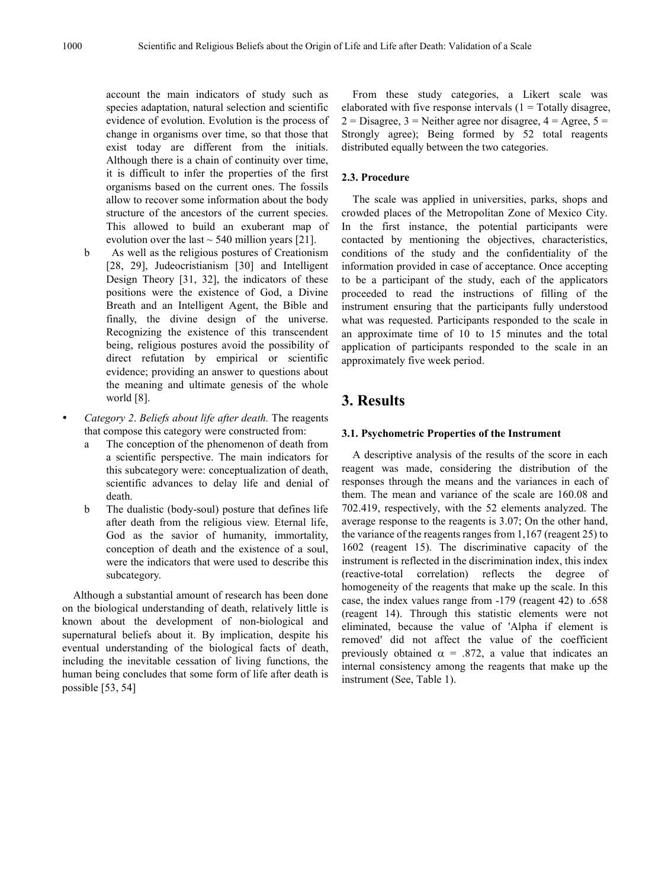account the main indicators of study such as species adaptation, natural selection and scientific evidence of evolution. Evolution is the process of change in organisms over time, so that those that exist today are different from the initials. Although there is a chain of continuity over time, it is difficult to infer the properties of the first organisms based on the current ones. The fossils allow to recover some information about the body structure of the ancestors of the current species. This allowed to build an exuberant map of evolution over the last ~ 540 million years [21].

b As well as the religious postures of Creationism [28, 29], Judeocristianism [30] and Intelligent Design Theory [31, 32], the indicators of these positions were the existence of God, a Divine Breath and an Intelligent Agent, the Bible and finally, the divine design of the universe. Recognizing the existence of this transcendent being, religious postures avoid the possibility of direct refutation by empirical or scientific evidence; providing an answer to questions about the meaning and ultimate genesis of the whole world [8].

- *Category 2. Beliefs about life after death.* The reagents that compose this category were constructed from:
  - a The conception of the phenomenon of death from a scientific perspective. The main indicators for this subcategory were: conceptualization of death, scientific advances to delay life and denial of death.
  - b The dualistic (body-soul) posture that defines life after death from the religious view. Eternal life, God as the savior of humanity, immortality, conception of death and the existence of a soul, were the indicators that were used to describe this subcategory.

Although a substantial amount of research has been done on the biological understanding of death, relatively little is known about the development of non-biological and supernatural beliefs about it. By implication, despite his eventual understanding of the biological facts of death, including the inevitable cessation of living functions, the human being concludes that some form of life after death is possible [53, 54]

From these study categories, a Likert scale was elaborated with five response intervals (1 = Totally disagree, 2 = Disagree, 3 = Neither agree nor disagree, 4 = Agree, 5 = Strongly agree); Being formed by 52 total reagents distributed equally between the two categories.

### 2.3. Procedure

The scale was applied in universities, parks, shops and crowded places of the Metropolitan Zone of Mexico City. In the first instance, the potential participants were contacted by mentioning the objectives, characteristics, conditions of the study and the confidentiality of the information provided in case of acceptance. Once accepting to be a participant of the study, each of the applicators proceeded to read the instructions of filling of the instrument ensuring that the participants fully understood what was requested. Participants responded to the scale in an approximate time of 10 to 15 minutes and the total application of participants responded to the scale in an approximately five week period.

## 3. Results

### 3.1. Psychometric Properties of the Instrument

A descriptive analysis of the results of the score in each reagent was made, considering the distribution of the responses through the means and the variances in each of them. The mean and variance of the scale are 160.08 and 702.419, respectively, with the 52 elements analyzed. The average response to the reagents is 3.07; On the other hand, the variance of the reagents ranges from 1,167 (reagent 25) to 1602 (reagent 15). The discriminative capacity of the instrument is reflected in the discrimination index, this index (reactive-total correlation) reflects the degree of homogeneity of the reagents that make up the scale. In this case, the index values range from -179 (reagent 42) to .658 (reagent 14). Through this statistic elements were not eliminated, because the value of 'Alpha if element is removed' did not affect the value of the coefficient previously obtained $\alpha$ = .872, a value that indicates an internal consistency among the reagents that make up the instrument (See, Table 1).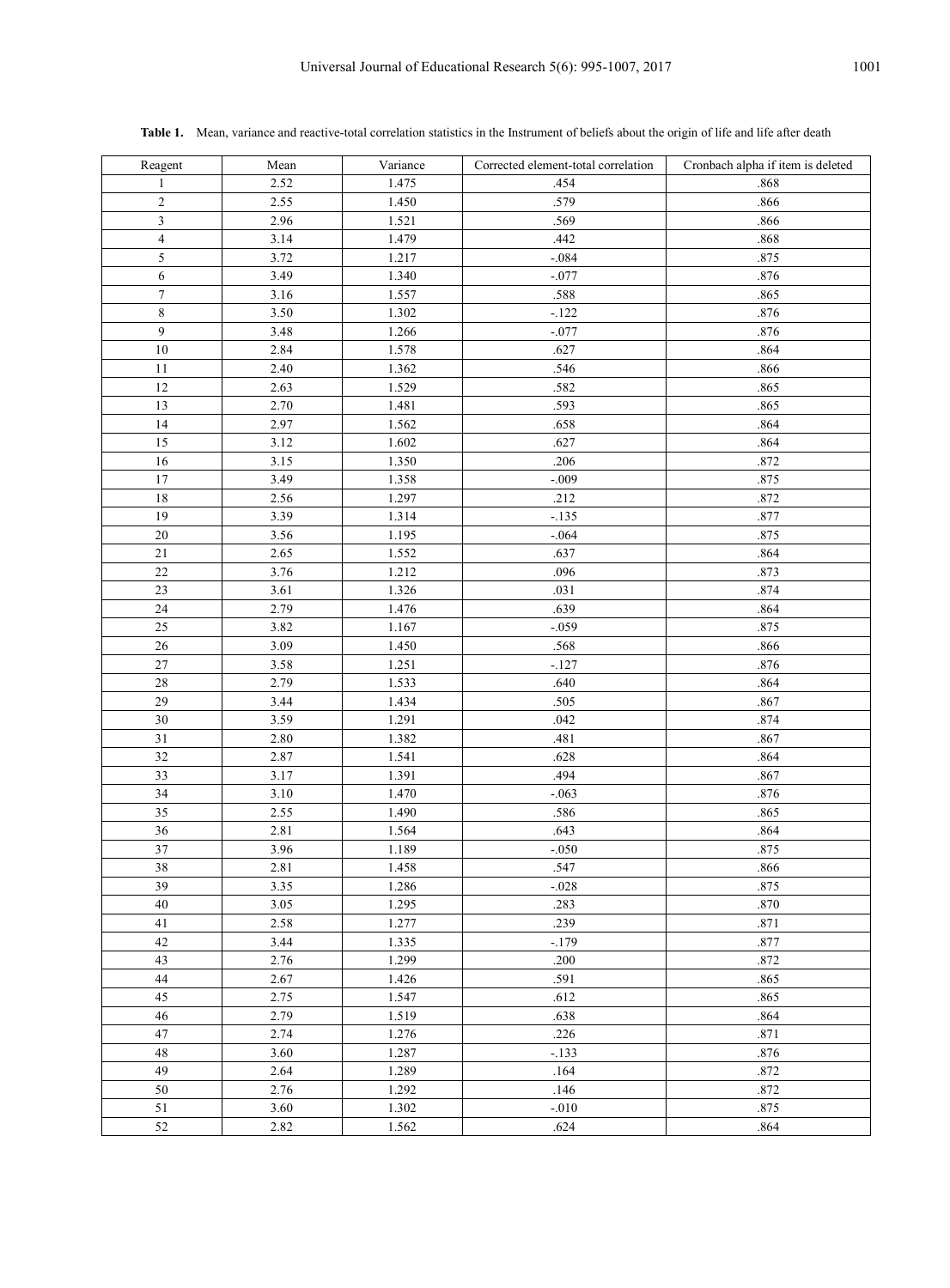**Table 1.** Mean, variance and reactive-total correlation statistics in the Instrument of beliefs about the origin of life and life after death

| Reagent | Mean | Variance | Corrected element-total correlation | Cronbach alpha if item is deleted |
|---|---|---|---|---|
| 1 | 2.52 | 1.475 | .454 | .868 |
| 2 | 2.55 | 1.450 | .579 | .866 |
| 3 | 2.96 | 1.521 | .569 | .866 |
| 4 | 3.14 | 1.479 | .442 | .868 |
| 5 | 3.72 | 1.217 | -.084 | .875 |
| 6 | 3.49 | 1.340 | -.077 | .876 |
| 7 | 3.16 | 1.557 | .588 | .865 |
| 8 | 3.50 | 1.302 | -.122 | .876 |
| 9 | 3.48 | 1.266 | -.077 | .876 |
| 10 | 2.84 | 1.578 | .627 | .864 |
| 11 | 2.40 | 1.362 | .546 | .866 |
| 12 | 2.63 | 1.529 | .582 | .865 |
| 13 | 2.70 | 1.481 | .593 | .865 |
| 14 | 2.97 | 1.562 | .658 | .864 |
| 15 | 3.12 | 1.602 | .627 | .864 |
| 16 | 3.15 | 1.350 | .206 | .872 |
| 17 | 3.49 | 1.358 | -.009 | .875 |
| 18 | 2.56 | 1.297 | .212 | .872 |
| 19 | 3.39 | 1.314 | -.135 | .877 |
| 20 | 3.56 | 1.195 | -.064 | .875 |
| 21 | 2.65 | 1.552 | .637 | .864 |
| 22 | 3.76 | 1.212 | .096 | .873 |
| 23 | 3.61 | 1.326 | .031 | .874 |
| 24 | 2.79 | 1.476 | .639 | .864 |
| 25 | 3.82 | 1.167 | -.059 | .875 |
| 26 | 3.09 | 1.450 | .568 | .866 |
| 27 | 3.58 | 1.251 | -.127 | .876 |
| 28 | 2.79 | 1.533 | .640 | .864 |
| 29 | 3.44 | 1.434 | .505 | .867 |
| 30 | 3.59 | 1.291 | .042 | .874 |
| 31 | 2.80 | 1.382 | .481 | .867 |
| 32 | 2.87 | 1.541 | .628 | .864 |
| 33 | 3.17 | 1.391 | .494 | .867 |
| 34 | 3.10 | 1.470 | -.063 | .876 |
| 35 | 2.55 | 1.490 | .586 | .865 |
| 36 | 2.81 | 1.564 | .643 | .864 |
| 37 | 3.96 | 1.189 | -.050 | .875 |
| 38 | 2.81 | 1.458 | .547 | .866 |
| 39 | 3.35 | 1.286 | -.028 | .875 |
| 40 | 3.05 | 1.295 | .283 | .870 |
| 41 | 2.58 | 1.277 | .239 | .871 |
| 42 | 3.44 | 1.335 | -.179 | .877 |
| 43 | 2.76 | 1.299 | .200 | .872 |
| 44 | 2.67 | 1.426 | .591 | .865 |
| 45 | 2.75 | 1.547 | .612 | .865 |
| 46 | 2.79 | 1.519 | .638 | .864 |
| 47 | 2.74 | 1.276 | .226 | .871 |
| 48 | 3.60 | 1.287 | -.133 | .876 |
| 49 | 2.64 | 1.289 | .164 | .872 |
| 50 | 2.76 | 1.292 | .146 | .872 |
| 51 | 3.60 | 1.302 | -.010 | .875 |
| 52 | 2.82 | 1.562 | .624 | .864 |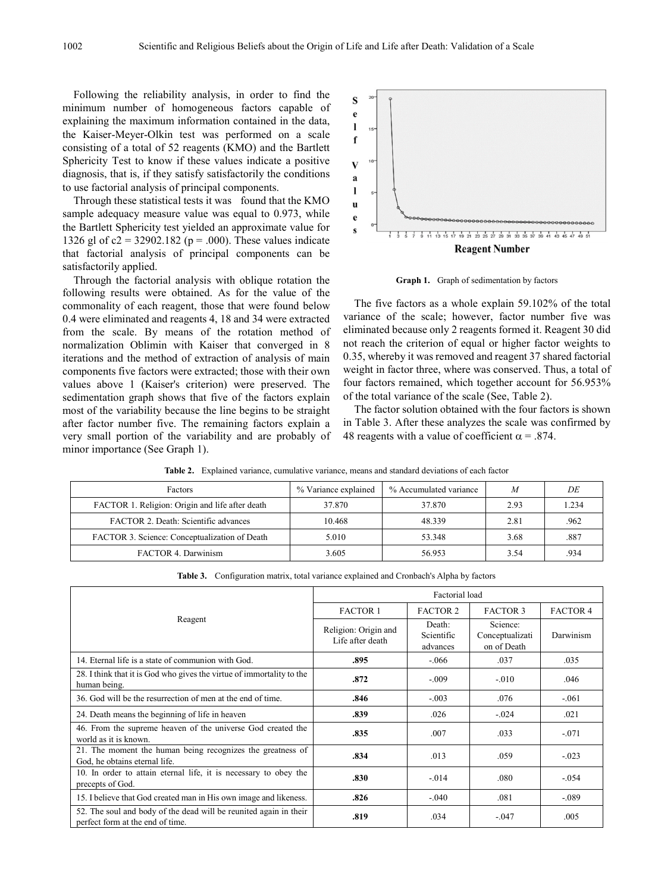Following the reliability analysis, in order to find the minimum number of homogeneous factors capable of explaining the maximum information contained in the data, the Kaiser-Meyer-Olkin test was performed on a scale consisting of a total of 52 reagents (KMO) and the Bartlett Sphericity Test to know if these values indicate a positive diagnosis, that is, if they satisfy satisfactorily the conditions to use factorial analysis of principal components.

Through these statistical tests it was found that the KMO sample adequacy measure value was equal to 0.973, while the Bartlett Sphericity test yielded an approximate value for 1326 gl of c2 = 32902.182 (p = .000). These values indicate that factorial analysis of principal components can be satisfactorily applied.

Through the factorial analysis with oblique rotation the following results were obtained. As for the value of the commonality of each reagent, those that were found below 0.4 were eliminated and reagents 4, 18 and 34 were extracted from the scale. By means of the rotation method of normalization Oblimin with Kaiser that converged in 8 iterations and the method of extraction of analysis of main components five factors were extracted; those with their own values above 1 (Kaiser's criterion) were preserved. The sedimentation graph shows that five of the factors explain most of the variability because the line begins to be straight after factor number five. The remaining factors explain a very small portion of the variability and are probably of minor importance (See Graph 1).

**Graph 1.** Graph of sedimentation by factors

The five factors as a whole explain 59.102% of the total variance of the scale; however, factor number five was eliminated because only 2 reagents formed it. Reagent 30 did not reach the criterion of equal or higher factor weights to 0.35, whereby it was removed and reagent 37 shared factorial weight in factor three, where was conserved. Thus, a total of four factors remained, which together account for 56.953% of the total variance of the scale (See, Table 2).

The factor solution obtained with the four factors is shown in Table 3. After these analyzes the scale was confirmed by 48 reagents with a value of coefficient $\alpha$ = .874.

**Table 2.** Explained variance, cumulative variance, means and standard deviations of each factor

| Factors | % Variance explained | % Accumulated variance | *M* | *DE* |
|---|---|---|---|---|
| FACTOR 1. Religion: Origin and life after death | 37.870 | 37.870 | 2.93 | 1.234 |
| FACTOR 2. Death: Scientific advances | 10.468 | 48.339 | 2.81 | .962 |
| FACTOR 3. Science: Conceptualization of Death | 5.010 | 53.348 | 3.68 | .887 |
| FACTOR 4. Darwinism | 3.605 | 56.953 | 3.54 | .934 |

**Table 3.** Configuration matrix, total variance explained and Cronbach's Alpha by factors

| Reagent | Factorial load | | | |
|---|---|---|---|---|
| | FACTOR 1 | FACTOR 2 | FACTOR 3 | FACTOR 4 |
| | Religion: Origin and Life after death | Death: Scientific advances | Science: Conceptualization of Death | Darwinism |
| 14. Eternal life is a state of communion with God. | **.895** | -.066 | .037 | .035 |
| 28. I think that it is God who gives the virtue of immortality to the human being. | **.872** | -.009 | -.010 | .046 |
| 36. God will be the resurrection of men at the end of time. | **.846** | -.003 | .076 | -.061 |
| 24. Death means the beginning of life in heaven | **.839** | .026 | -.024 | .021 |
| 46. From the supreme heaven of the universe God created the world as it is known. | **.835** | .007 | .033 | -.071 |
| 21. The moment the human being recognizes the greatness of God, he obtains eternal life. | **.834** | .013 | .059 | -.023 |
| 10. In order to attain eternal life, it is necessary to obey the precepts of God. | **.830** | -.014 | .080 | -.054 |
| 15. I believe that God created man in His own image and likeness. | **.826** | -.040 | .081 | -.089 |
| 52. The soul and body of the dead will be reunited again in their perfect form at the end of time. | **.819** | .034 | -.047 | .005 |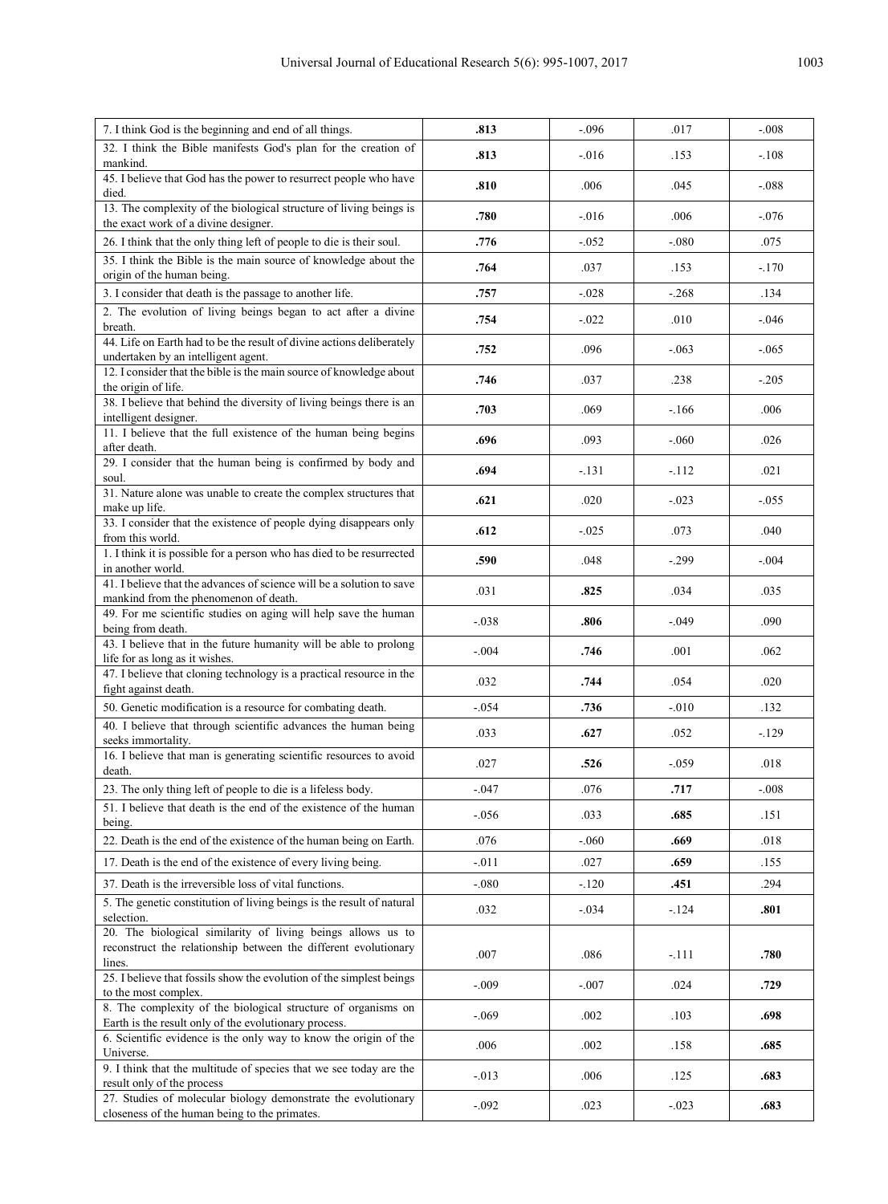| | | | | |
|---|---|---|---|---|
| 7. I think God is the beginning and end of all things. | **.813** | -.096 | .017 | -.008 |
| 32. I think the Bible manifests God's plan for the creation of mankind. | **.813** | -.016 | .153 | -.108 |
| 45. I believe that God has the power to resurrect people who have died. | **.810** | .006 | .045 | -.088 |
| 13. The complexity of the biological structure of living beings is the exact work of a divine designer. | **.780** | -.016 | .006 | -.076 |
| 26. I think that the only thing left of people to die is their soul. | **.776** | -.052 | -.080 | .075 |
| 35. I think the Bible is the main source of knowledge about the origin of the human being. | **.764** | .037 | .153 | -.170 |
| 3. I consider that death is the passage to another life. | **.757** | -.028 | -.268 | .134 |
| 2. The evolution of living beings began to act after a divine breath. | **.754** | -.022 | .010 | -.046 |
| 44. Life on Earth had to be the result of divine actions deliberately undertaken by an intelligent agent. | **.752** | .096 | -.063 | -.065 |
| 12. I consider that the bible is the main source of knowledge about the origin of life. | **.746** | .037 | .238 | -.205 |
| 38. I believe that behind the diversity of living beings there is an intelligent designer. | **.703** | .069 | -.166 | .006 |
| 11. I believe that the full existence of the human being begins after death. | **.696** | .093 | -.060 | .026 |
| 29. I consider that the human being is confirmed by body and soul. | **.694** | -.131 | -.112 | .021 |
| 31. Nature alone was unable to create the complex structures that make up life. | **.621** | .020 | -.023 | -.055 |
| 33. I consider that the existence of people dying disappears only from this world. | **.612** | -.025 | .073 | .040 |
| 1. I think it is possible for a person who has died to be resurrected in another world. | **.590** | .048 | -.299 | -.004 |
| 41. I believe that the advances of science will be a solution to save mankind from the phenomenon of death. | .031 | **.825** | .034 | .035 |
| 49. For me scientific studies on aging will help save the human being from death. | -.038 | **.806** | -.049 | .090 |
| 43. I believe that in the future humanity will be able to prolong life for as long as it wishes. | -.004 | **.746** | .001 | .062 |
| 47. I believe that cloning technology is a practical resource in the fight against death. | .032 | **.744** | .054 | .020 |
| 50. Genetic modification is a resource for combating death. | -.054 | **.736** | -.010 | .132 |
| 40. I believe that through scientific advances the human being seeks immortality. | .033 | **.627** | .052 | -.129 |
| 16. I believe that man is generating scientific resources to avoid death. | .027 | **.526** | -.059 | .018 |
| 23. The only thing left of people to die is a lifeless body. | -.047 | .076 | **.717** | -.008 |
| 51. I believe that death is the end of the existence of the human being. | -.056 | .033 | **.685** | .151 |
| 22. Death is the end of the existence of the human being on Earth. | .076 | -.060 | **.669** | .018 |
| 17. Death is the end of the existence of every living being. | -.011 | .027 | **.659** | .155 |
| 37. Death is the irreversible loss of vital functions. | -.080 | -.120 | **.451** | .294 |
| 5. The genetic constitution of living beings is the result of natural selection. | .032 | -.034 | -.124 | **.801** |
| 20. The biological similarity of living beings allows us to reconstruct the relationship between the different evolutionary lines. | .007 | .086 | -.111 | **.780** |
| 25. I believe that fossils show the evolution of the simplest beings to the most complex. | -.009 | -.007 | .024 | **.729** |
| 8. The complexity of the biological structure of organisms on Earth is the result only of the evolutionary process. | -.069 | .002 | .103 | **.698** |
| 6. Scientific evidence is the only way to know the origin of the Universe. | .006 | .002 | .158 | **.685** |
| 9. I think that the multitude of species that we see today are the result only of the process | -.013 | .006 | .125 | **.683** |
| 27. Studies of molecular biology demonstrate the evolutionary closeness of the human being to the primates. | -.092 | .023 | -.023 | **.683** |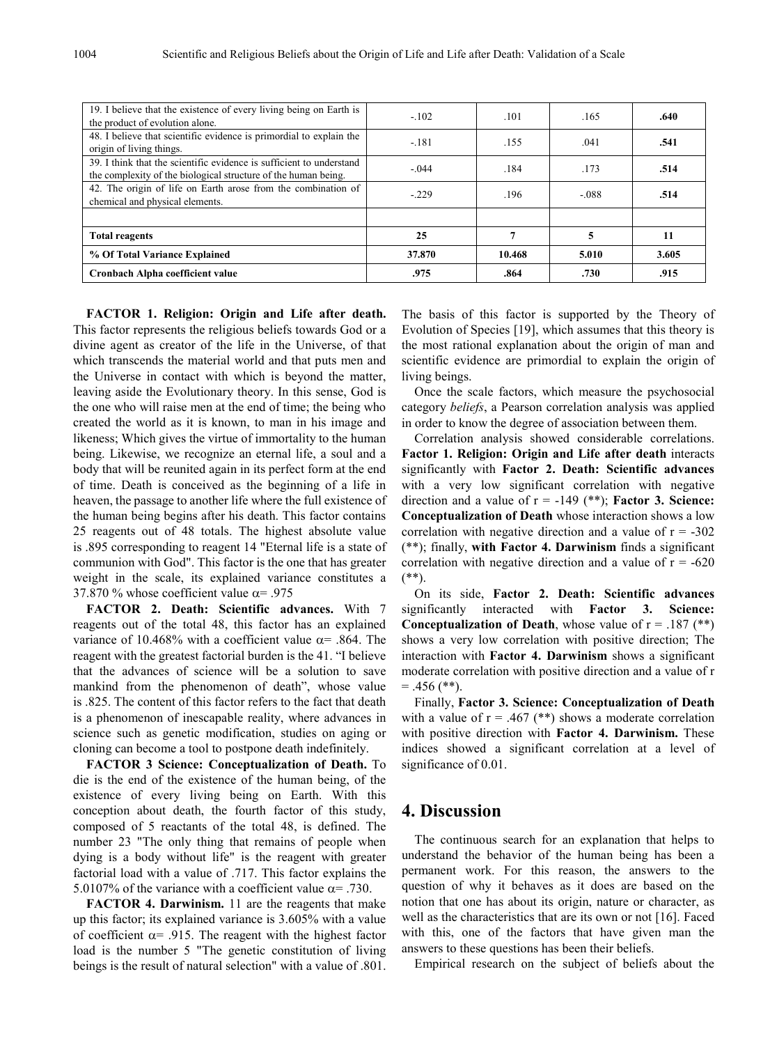| | | | | |
|---|---|---|---|---|
| 19. I believe that the existence of every living being on Earth is the product of evolution alone. | -.102 | .101 | .165 | **.640** |
| 48. I believe that scientific evidence is primordial to explain the origin of living things. | -.181 | .155 | .041 | **.541** |
| 39. I think that the scientific evidence is sufficient to understand the complexity of the biological structure of the human being. | -.044 | .184 | .173 | **.514** |
| 42. The origin of life on Earth arose from the combination of chemical and physical elements. | -.229 | .196 | -.088 | **.514** |
| | | | | |
| **Total reagents** | **25** | **7** | **5** | **11** |
| **% Of Total Variance Explained** | **37.870** | **10.468** | **5.010** | **3.605** |
| **Cronbach Alpha coefficient value** | **.975** | **.864** | **.730** | **.915** |

**FACTOR 1. Religion: Origin and Life after death.** This factor represents the religious beliefs towards God or a divine agent as creator of the life in the Universe, of that which transcends the material world and that puts men and the Universe in contact with which is beyond the matter, leaving aside the Evolutionary theory. In this sense, God is the one who will raise men at the end of time; the being who created the world as it is known, to man in his image and likeness; Which gives the virtue of immortality to the human being. Likewise, we recognize an eternal life, a soul and a body that will be reunited again in its perfect form at the end of time. Death is conceived as the beginning of a life in heaven, the passage to another life where the full existence of the human being begins after his death. This factor contains 25 reagents out of 48 totals. The highest absolute value is .895 corresponding to reagent 14 "Eternal life is a state of communion with God". This factor is the one that has greater weight in the scale, its explained variance constitutes a 37.870 % whose coefficient value $\alpha$= .975

**FACTOR 2. Death: Scientific advances.** With 7 reagents out of the total 48, this factor has an explained variance of 10.468% with a coefficient value $\alpha$= .864. The reagent with the greatest factorial burden is the 41. "I believe that the advances of science will be a solution to save mankind from the phenomenon of death", whose value is .825. The content of this factor refers to the fact that death is a phenomenon of inescapable reality, where advances in science such as genetic modification, studies on aging or cloning can become a tool to postpone death indefinitely.

**FACTOR 3 Science: Conceptualization of Death.** To die is the end of the existence of the human being, of the existence of every living being on Earth. With this conception about death, the fourth factor of this study, composed of 5 reactants of the total 48, is defined. The number 23 "The only thing that remains of people when dying is a body without life" is the reagent with greater factorial load with a value of .717. This factor explains the 5.0107% of the variance with a coefficient value $\alpha$= .730.

**FACTOR 4. Darwinism.** 11 are the reagents that make up this factor; its explained variance is 3.605% with a value of coefficient $\alpha$= .915. The reagent with the highest factor load is the number 5 "The genetic constitution of living beings is the result of natural selection" with a value of .801. The basis of this factor is supported by the Theory of Evolution of Species [19], which assumes that this theory is the most rational explanation about the origin of man and scientific evidence are primordial to explain the origin of living beings.

Once the scale factors, which measure the psychosocial category *beliefs*, a Pearson correlation analysis was applied in order to know the degree of association between them.

Correlation analysis showed considerable correlations. **Factor 1. Religion: Origin and Life after death** interacts significantly with **Factor 2. Death: Scientific advances** with a very low significant correlation with negative direction and a value of r = -149 (**); **Factor 3. Science: Conceptualization of Death** whose interaction shows a low correlation with negative direction and a value of r = -302 (**); finally, **with Factor 4. Darwinism** finds a significant correlation with negative direction and a value of r = -620 (**).

On its side, **Factor 2. Death: Scientific advances** significantly interacted with **Factor 3. Science: Conceptualization of Death**, whose value of r = .187 (**) shows a very low correlation with positive direction; The interaction with **Factor 4. Darwinism** shows a significant moderate correlation with positive direction and a value of r = .456 (**).

Finally, **Factor 3. Science: Conceptualization of Death** with a value of r = .467 (**) shows a moderate correlation with positive direction with **Factor 4. Darwinism.** These indices showed a significant correlation at a level of significance of 0.01.

## 4. Discussion

The continuous search for an explanation that helps to understand the behavior of the human being has been a permanent work. For this reason, the answers to the question of why it behaves as it does are based on the notion that one has about its origin, nature or character, as well as the characteristics that are its own or not [16]. Faced with this, one of the factors that have given man the answers to these questions has been their beliefs.

Empirical research on the subject of beliefs about the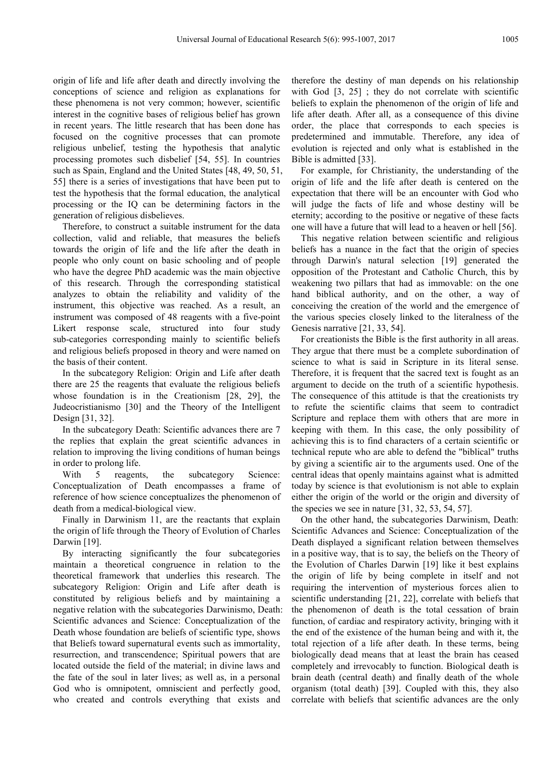origin of life and life after death and directly involving the conceptions of science and religion as explanations for these phenomena is not very common; however, scientific interest in the cognitive bases of religious belief has grown in recent years. The little research that has been done has focused on the cognitive processes that can promote religious unbelief, testing the hypothesis that analytic processing promotes such disbelief [54, 55]. In countries such as Spain, England and the United States [48, 49, 50, 51, 55] there is a series of investigations that have been put to test the hypothesis that the formal education, the analytical processing or the IQ can be determining factors in the generation of religious disbelieves.

Therefore, to construct a suitable instrument for the data collection, valid and reliable, that measures the beliefs towards the origin of life and the life after the death in people who only count on basic schooling and of people who have the degree PhD academic was the main objective of this research. Through the corresponding statistical analyzes to obtain the reliability and validity of the instrument, this objective was reached. As a result, an instrument was composed of 48 reagents with a five-point Likert response scale, structured into four study sub-categories corresponding mainly to scientific beliefs and religious beliefs proposed in theory and were named on the basis of their content.

In the subcategory Religion: Origin and Life after death there are 25 the reagents that evaluate the religious beliefs whose foundation is in the Creationism [28, 29], the Judeocristianismo [30] and the Theory of the Intelligent Design [31, 32].

In the subcategory Death: Scientific advances there are 7 the replies that explain the great scientific advances in relation to improving the living conditions of human beings in order to prolong life.

With 5 reagents, the subcategory Science: Conceptualization of Death encompasses a frame of reference of how science conceptualizes the phenomenon of death from a medical-biological view.

Finally in Darwinism 11, are the reactants that explain the origin of life through the Theory of Evolution of Charles Darwin [19].

By interacting significantly the four subcategories maintain a theoretical congruence in relation to the theoretical framework that underlies this research. The subcategory Religion: Origin and Life after death is constituted by religious beliefs and by maintaining a negative relation with the subcategories Darwinismo, Death: Scientific advances and Science: Conceptualization of the Death whose foundation are beliefs of scientific type, shows that Beliefs toward supernatural events such as immortality, resurrection, and transcendence; Spiritual powers that are located outside the field of the material; in divine laws and the fate of the soul in later lives; as well as, in a personal God who is omnipotent, omniscient and perfectly good, who created and controls everything that exists and therefore the destiny of man depends on his relationship with God [3, 25] ; they do not correlate with scientific beliefs to explain the phenomenon of the origin of life and life after death. After all, as a consequence of this divine order, the place that corresponds to each species is predetermined and immutable. Therefore, any idea of evolution is rejected and only what is established in the Bible is admitted [33].

For example, for Christianity, the understanding of the origin of life and the life after death is centered on the expectation that there will be an encounter with God who will judge the facts of life and whose destiny will be eternity; according to the positive or negative of these facts one will have a future that will lead to a heaven or hell [56].

This negative relation between scientific and religious beliefs has a nuance in the fact that the origin of species through Darwin's natural selection [19] generated the opposition of the Protestant and Catholic Church, this by weakening two pillars that had as immovable: on the one hand biblical authority, and on the other, a way of conceiving the creation of the world and the emergence of the various species closely linked to the literalness of the Genesis narrative [21, 33, 54].

For creationists the Bible is the first authority in all areas. They argue that there must be a complete subordination of science to what is said in Scripture in its literal sense. Therefore, it is frequent that the sacred text is fought as an argument to decide on the truth of a scientific hypothesis. The consequence of this attitude is that the creationists try to refute the scientific claims that seem to contradict Scripture and replace them with others that are more in keeping with them. In this case, the only possibility of achieving this is to find characters of a certain scientific or technical repute who are able to defend the "biblical" truths by giving a scientific air to the arguments used. One of the central ideas that openly maintains against what is admitted today by science is that evolutionism is not able to explain either the origin of the world or the origin and diversity of the species we see in nature [31, 32, 53, 54, 57].

On the other hand, the subcategories Darwinism, Death: Scientific Advances and Science: Conceptualization of the Death displayed a significant relation between themselves in a positive way, that is to say, the beliefs on the Theory of the Evolution of Charles Darwin [19] like it best explains the origin of life by being complete in itself and not requiring the intervention of mysterious forces alien to scientific understanding [21, 22], correlate with beliefs that the phenomenon of death is the total cessation of brain function, of cardiac and respiratory activity, bringing with it the end of the existence of the human being and with it, the total rejection of a life after death. In these terms, being biologically dead means that at least the brain has ceased completely and irrevocably to function. Biological death is brain death (central death) and finally death of the whole organism (total death) [39]. Coupled with this, they also correlate with beliefs that scientific advances are the only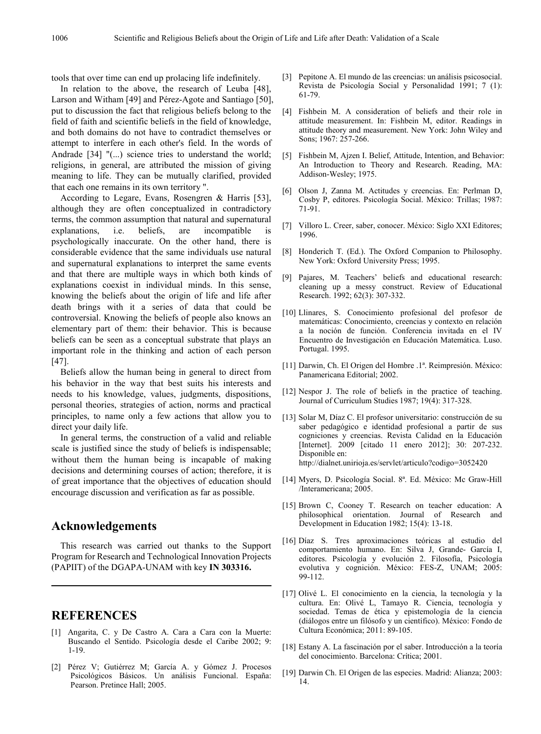tools that over time can end up prolacing life indefinitely.

In relation to the above, the research of Leuba [48], Larson and Witham [49] and Pérez-Agote and Santiago [50], put to discussion the fact that religious beliefs belong to the field of faith and scientific beliefs in the field of knowledge, and both domains do not have to contradict themselves or attempt to interfere in each other's field. In the words of Andrade [34] "(...) science tries to understand the world; religions, in general, are attributed the mission of giving meaning to life. They can be mutually clarified, provided that each one remains in its own territory ".

According to Legare, Evans, Rosengren & Harris [53], although they are often conceptualized in contradictory terms, the common assumption that natural and supernatural explanations, i.e. beliefs, are incompatible is psychologically inaccurate. On the other hand, there is considerable evidence that the same individuals use natural and supernatural explanations to interpret the same events and that there are multiple ways in which both kinds of explanations coexist in individual minds. In this sense, knowing the beliefs about the origin of life and life after death brings with it a series of data that could be controversial. Knowing the beliefs of people also knows an elementary part of them: their behavior. This is because beliefs can be seen as a conceptual substrate that plays an important role in the thinking and action of each person [47].

Beliefs allow the human being in general to direct from his behavior in the way that best suits his interests and needs to his knowledge, values, judgments, dispositions, personal theories, strategies of action, norms and practical principles, to name only a few actions that allow you to direct your daily life.

In general terms, the construction of a valid and reliable scale is justified since the study of beliefs is indispensable; without them the human being is incapable of making decisions and determining courses of action; therefore, it is of great importance that the objectives of education should encourage discussion and verification as far as possible.

## Acknowledgements

This research was carried out thanks to the Support Program for Research and Technological Innovation Projects (PAPIIT) of the DGAPA-UNAM with key **IN 303316.**

## REFERENCES

[1] Angarita, C. y De Castro A. Cara a Cara con la Muerte: Buscando el Sentido. Psicología desde el Caribe 2002; 9: 1-19.

[2] Pérez V; Gutiérrez M; García A. y Gómez J. Procesos Psicológicos Básicos. Un análisis Funcional. España: Pearson. Pretince Hall; 2005.

[3] Pepitone A. El mundo de las creencias: un análisis psicosocial. Revista de Psicología Social y Personalidad 1991; 7 (1): 61-79.

[4] Fishbein M. A consideration of beliefs and their role in attitude measurement. In: Fishbein M, editor. Readings in attitude theory and measurement. New York: John Wiley and Sons; 1967: 257-266.

[5] Fishbein M, Ajzen I. Belief, Attitude, Intention, and Behavior: An Introduction to Theory and Research. Reading, MA: Addison-Wesley; 1975.

[6] Olson J, Zanna M. Actitudes y creencias. En: Perlman D, Cosby P, editores. Psicología Social. México: Trillas; 1987: 71-91.

[7] Villoro L. Creer, saber, conocer. México: Siglo XXI Editores; 1996.

[8] Honderich T. (Ed.). The Oxford Companion to Philosophy. New York: Oxford University Press; 1995.

[9] Pajares, M. Teachers' beliefs and educational research: cleaning up a messy construct. Review of Educational Research. 1992; 62(3): 307-332.

[10] Llinares, S. Conocimiento profesional del profesor de matemáticas: Conocimiento, creencias y contexto en relación a la noción de función. Conferencia invitada en el IV Encuentro de Investigación en Educación Matemática. Luso. Portugal. 1995.

[11] Darwin, Ch. El Origen del Hombre .1ª. Reimpresión. México: Panamericana Editorial; 2002.

[12] Nespor J. The role of beliefs in the practice of teaching. Journal of Curriculum Studies 1987; 19(4): 317-328.

[13] Solar M, Díaz C. El profesor universitario: construcción de su saber pedagógico e identidad profesional a partir de sus cogniciones y creencias. Revista Calidad en la Educación [Internet]. 2009 [citado 11 enero 2012]; 30: 207-232. Disponible en: http://dialnet.unirioja.es/servlet/articulo?codigo=3052420

[14] Myers, D. Psicología Social. 8ª. Ed. México: Mc Graw-Hill /Interamericana; 2005.

[15] Brown C, Cooney T. Research on teacher education: A philosophical orientation. Journal of Research and Development in Education 1982; 15(4): 13-18.

[16] Díaz S. Tres aproximaciones teóricas al estudio del comportamiento humano. En: Silva J, Grande- García I, editores. Psicología y evolución 2. Filosofía, Psicología evolutiva y cognición. México: FES-Z, UNAM; 2005: 99-112.

[17] Olivé L. El conocimiento en la ciencia, la tecnología y la cultura. En: Olivé L, Tamayo R. Ciencia, tecnología y sociedad. Temas de ética y epistemología de la ciencia (diálogos entre un filósofo y un científico). México: Fondo de Cultura Económica; 2011: 89-105.

[18] Estany A. La fascinación por el saber. Introducción a la teoría del conocimiento. Barcelona: Crítica; 2001.

[19] Darwin Ch. El Origen de las especies. Madrid: Alianza; 2003: 14.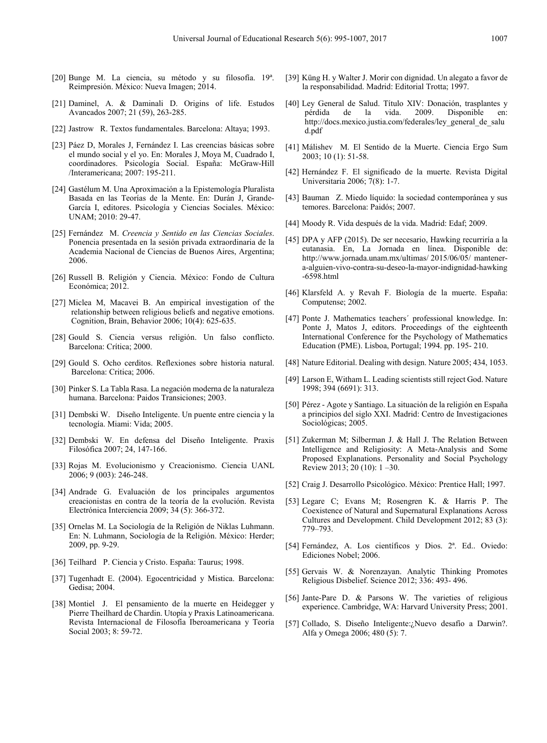[20] Bunge M. La ciencia, su método y su filosofía. 19ª. Reimpresión. México: Nueva Imagen; 2014.

[21] Daminel, A. & Daminali D. Origins of life. Estudos Avancados 2007; 21 (59), 263-285.

[22] Jastrow R. Textos fundamentales. Barcelona: Altaya; 1993.

[23] Páez D, Morales J, Fernández I. Las creencias básicas sobre el mundo social y el yo. En: Morales J, Moya M, Cuadrado I, coordinadores. Psicología Social. España: McGraw-Hill /Interamericana; 2007: 195-211.

[24] Gastélum M. Una Aproximación a la Epistemología Pluralista Basada en las Teorías de la Mente. En: Durán J, Grande-García I, editores. Psicología y Ciencias Sociales. México: UNAM; 2010: 29-47.

[25] Fernández M. *Creencia y Sentido en las Ciencias Sociales*. Ponencia presentada en la sesión privada extraordinaria de la Academia Nacional de Ciencias de Buenos Aires, Argentina; 2006.

[26] Russell B. Religión y Ciencia. México: Fondo de Cultura Económica; 2012.

[27] Miclea M, Macavei B. An empirical investigation of the relationship between religious beliefs and negative emotions. Cognition, Brain, Behavior 2006; 10(4): 625-635.

[28] Gould S. Ciencia versus religión. Un falso conflicto. Barcelona: Crítica; 2000.

[29] Gould S. Ocho cerditos. Reflexiones sobre historia natural. Barcelona: Critica; 2006.

[30] Pinker S. La Tabla Rasa. La negación moderna de la naturaleza humana. Barcelona: Paidos Transiciones; 2003.

[31] Dembski W. Diseño Inteligente. Un puente entre ciencia y la tecnología. Miami: Vida; 2005.

[32] Dembski W. En defensa del Diseño Inteligente. Praxis Filosófica 2007; 24, 147-166.

[33] Rojas M. Evolucionismo y Creacionismo. Ciencia UANL 2006; 9 (003): 246-248.

[34] Andrade G. Evaluación de los principales argumentos creacionistas en contra de la teoría de la evolución. Revista Electrónica Interciencia 2009; 34 (5): 366-372.

[35] Ornelas M. La Sociología de la Religión de Niklas Luhmann. En: N. Luhmann, Sociología de la Religión. México: Herder; 2009, pp. 9-29.

[36] Teilhard P. Ciencia y Cristo. España: Taurus; 1998.

[37] Tugenhadt E. (2004). Egocentricidad y Mistica. Barcelona: Gedisa; 2004.

[38] Montiel J. El pensamiento de la muerte en Heidegger y Pierre Theilhard de Chardin. Utopía y Praxis Latinoamericana. Revista Internacional de Filosofía Iberoamericana y Teoría Social 2003; 8: 59-72.

[39] Küng H. y Walter J. Morir con dignidad. Un alegato a favor de la responsabilidad. Madrid: Editorial Trotta; 1997.

[40] Ley General de Salud. Título XIV: Donación, trasplantes y pérdida de la vida. 2009. Disponible en: http://docs.mexico.justia.com/federales/ley_general_de_salud.pdf

[41] Málishev M. El Sentido de la Muerte. Ciencia Ergo Sum 2003; 10 (1): 51-58.

[42] Hernández F. El significado de la muerte. Revista Digital Universitaria 2006; 7(8): 1-7.

[43] Bauman Z. Miedo líquido: la sociedad contemporánea y sus temores. Barcelona: Paidós; 2007.

[44] Moody R. Vida después de la vida. Madrid: Edaf; 2009.

[45] DPA y AFP (2015). De ser necesario, Hawking recurriría a la eutanasia. En, La Jornada en línea. Disponible de: http://www.jornada.unam.mx/ultimas/ 2015/06/05/ mantener-a-alguien-vivo-contra-su-deseo-la-mayor-indignidad-hawking-6598.html

[46] Klarsfeld A. y Revah F. Biología de la muerte. España: Computense; 2002.

[47] Ponte J. Mathematics teachers´ professional knowledge. In: Ponte J, Matos J, editors. Proceedings of the eighteenth International Conference for the Psychology of Mathematics Education (PME). Lisboa, Portugal; 1994. pp. 195- 210.

[48] Nature Editorial. Dealing with design. Nature 2005; 434, 1053.

[49] Larson E, Witham L. Leading scientists still reject God. Nature 1998; 394 (6691): 313.

[50] Pérez - Agote y Santiago. La situación de la religión en España a principios del siglo XXI. Madrid: Centro de Investigaciones Sociológicas; 2005.

[51] Zukerman M; Silberman J. & Hall J. The Relation Between Intelligence and Religiosity: A Meta-Analysis and Some Proposed Explanations. Personality and Social Psychology Review 2013; 20 (10): 1 –30.

[52] Craig J. Desarrollo Psicológico. México: Prentice Hall; 1997.

[53] Legare C; Evans M; Rosengren K. & Harris P. The Coexistence of Natural and Supernatural Explanations Across Cultures and Development. Child Development 2012; 83 (3): 779–793.

[54] Fernández, A. Los científicos y Dios. 2ª. Ed.. Oviedo: Ediciones Nobel; 2006.

[55] Gervais W. & Norenzayan. Analytic Thinking Promotes Religious Disbelief. Science 2012; 336: 493- 496.

[56] Jante-Pare D. & Parsons W. The varieties of religious experience. Cambridge, WA: Harvard University Press; 2001.

[57] Collado, S. Diseño Inteligente:¿Nuevo desafío a Darwin?. Alfa y Omega 2006; 480 (5): 7.